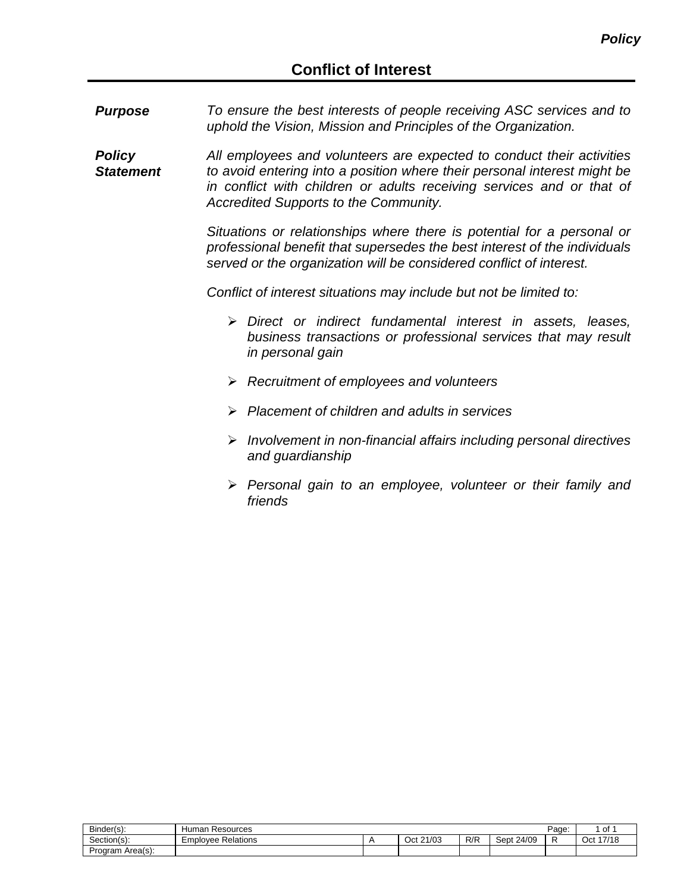*Policy*

# Conflict of Interest

***Purpose***

*To ensure the best interests of people receiving ASC services and to uphold the Vision, Mission and Principles of the Organization.*

***Policy Statement***

*All employees and volunteers are expected to conduct their activities to avoid entering into a position where their personal interest might be in conflict with children or adults receiving services and or that of Accredited Supports to the Community.*

*Situations or relationships where there is potential for a personal or professional benefit that supersedes the best interest of the individuals served or the organization will be considered conflict of interest.*

*Conflict of interest situations may include but not be limited to:*

- *Direct or indirect fundamental interest in assets, leases, business transactions or professional services that may result in personal gain*
- *Recruitment of employees and volunteers*
- *Placement of children and adults in services*
- *Involvement in non-financial affairs including personal directives and guardianship*
- *Personal gain to an employee, volunteer or their family and friends*

| Binder(s): | Human Resources | | | | | Page: | 1 of 1 |
|---|---|---|---|---|---|---|---|
| Section(s): | Employee Relations | A | Oct 21/03 | R/R | Sept 24/09 | R | Oct 17/18 |
| Program Area(s): | | | | | | | |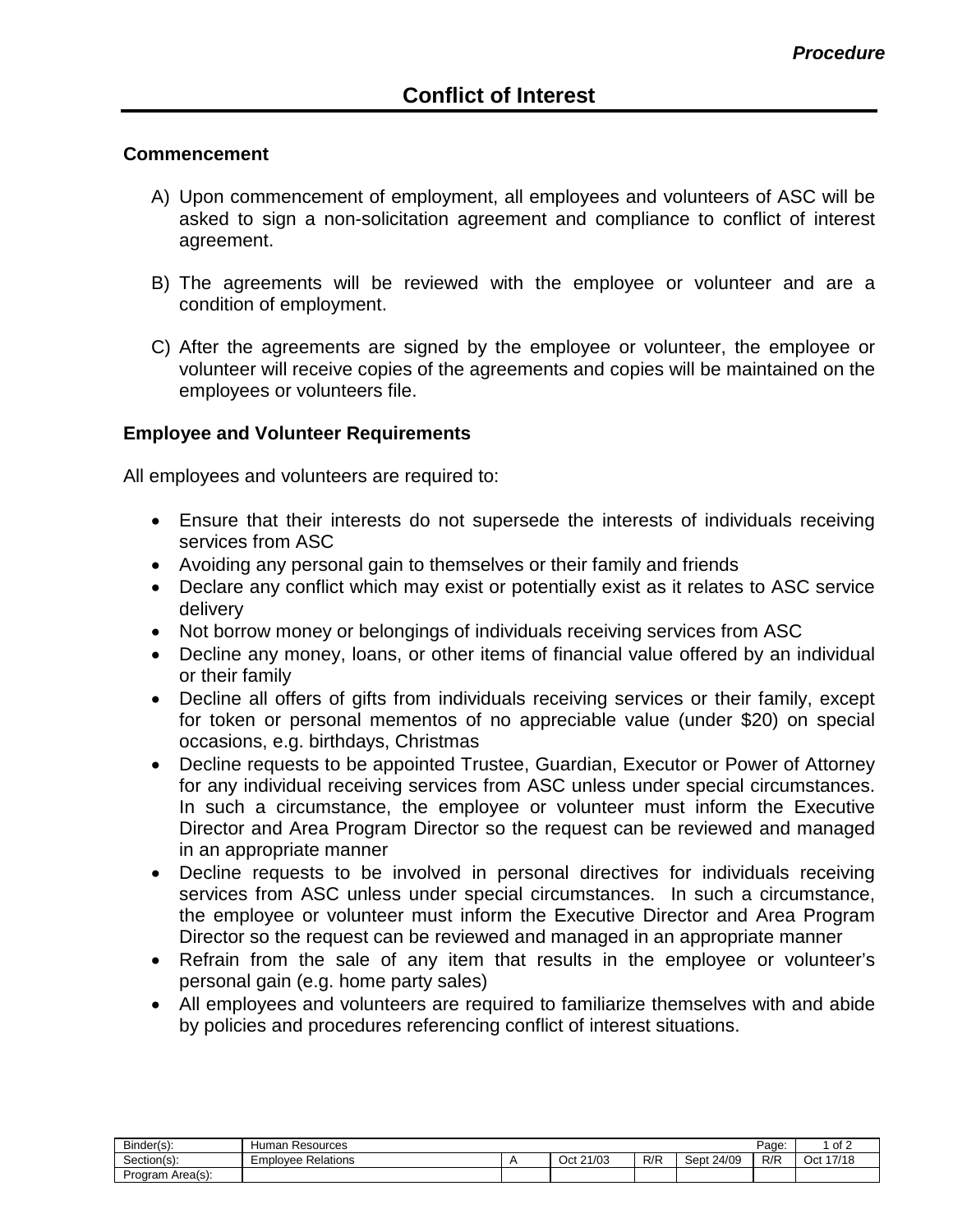*Procedure*

# Conflict of Interest

### Commencement

A) Upon commencement of employment, all employees and volunteers of ASC will be asked to sign a non-solicitation agreement and compliance to conflict of interest agreement.

B) The agreements will be reviewed with the employee or volunteer and are a condition of employment.

C) After the agreements are signed by the employee or volunteer, the employee or volunteer will receive copies of the agreements and copies will be maintained on the employees or volunteers file.

### Employee and Volunteer Requirements

All employees and volunteers are required to:

- Ensure that their interests do not supersede the interests of individuals receiving services from ASC
- Avoiding any personal gain to themselves or their family and friends
- Declare any conflict which may exist or potentially exist as it relates to ASC service delivery
- Not borrow money or belongings of individuals receiving services from ASC
- Decline any money, loans, or other items of financial value offered by an individual or their family
- Decline all offers of gifts from individuals receiving services or their family, except for token or personal mementos of no appreciable value (under $20) on special occasions, e.g. birthdays, Christmas
- Decline requests to be appointed Trustee, Guardian, Executor or Power of Attorney for any individual receiving services from ASC unless under special circumstances. In such a circumstance, the employee or volunteer must inform the Executive Director and Area Program Director so the request can be reviewed and managed in an appropriate manner
- Decline requests to be involved in personal directives for individuals receiving services from ASC unless under special circumstances. In such a circumstance, the employee or volunteer must inform the Executive Director and Area Program Director so the request can be reviewed and managed in an appropriate manner
- Refrain from the sale of any item that results in the employee or volunteer's personal gain (e.g. home party sales)
- All employees and volunteers are required to familiarize themselves with and abide by policies and procedures referencing conflict of interest situations.

| Binder(s): | Human Resources | | | | | Page: | 1 of 2 |
|---|---|---|---|---|---|---|---|
| Section(s): | Employee Relations | A | Oct 21/03 | R/R | Sept 24/09 | R/R | Oct 17/18 |
| Program Area(s): | | | | | | | |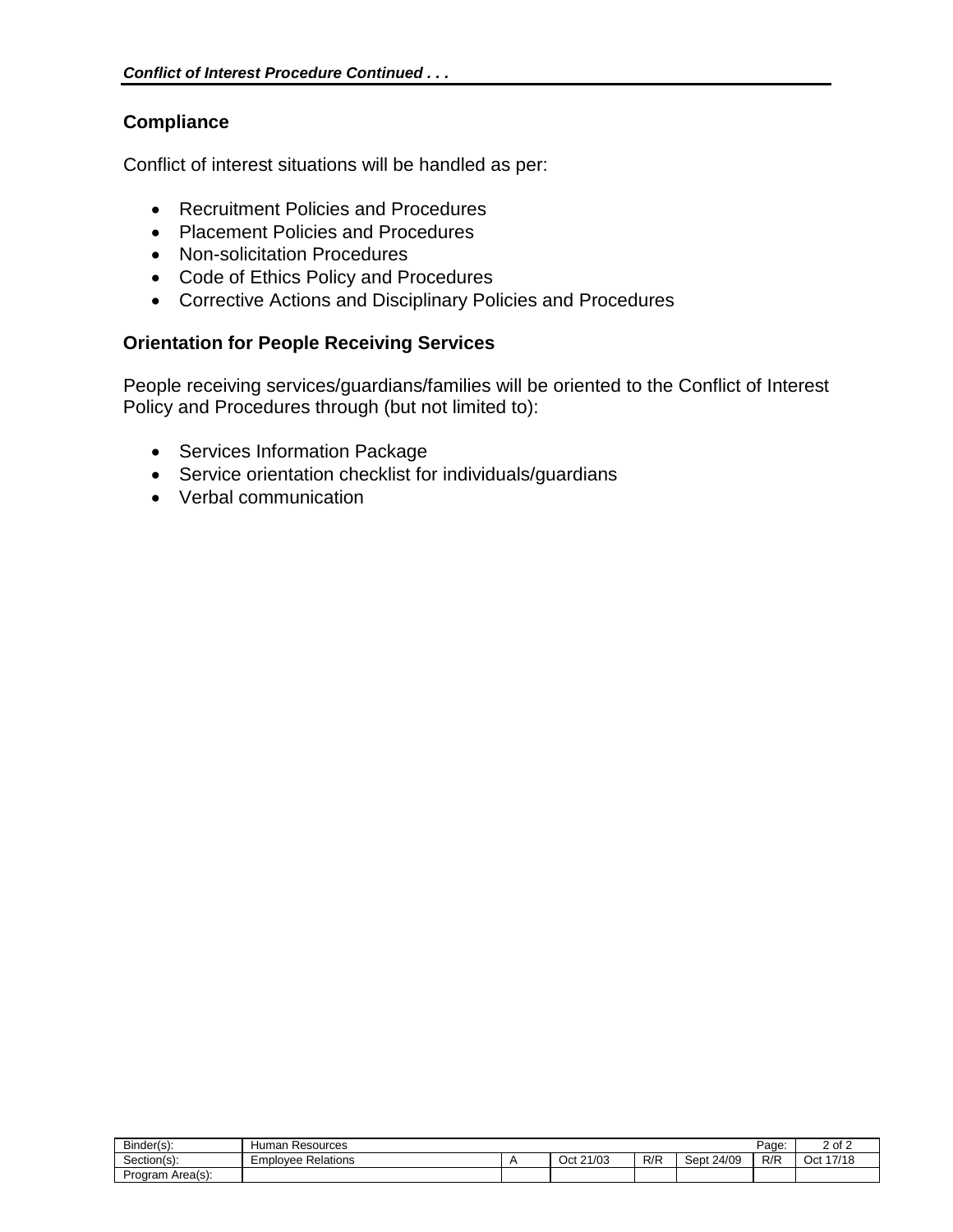## Compliance

Conflict of interest situations will be handled as per:

- Recruitment Policies and Procedures
- Placement Policies and Procedures
- Non-solicitation Procedures
- Code of Ethics Policy and Procedures
- Corrective Actions and Disciplinary Policies and Procedures

## Orientation for People Receiving Services

People receiving services/guardians/families will be oriented to the Conflict of Interest Policy and Procedures through (but not limited to):

- Services Information Package
- Service orientation checklist for individuals/guardians
- Verbal communication